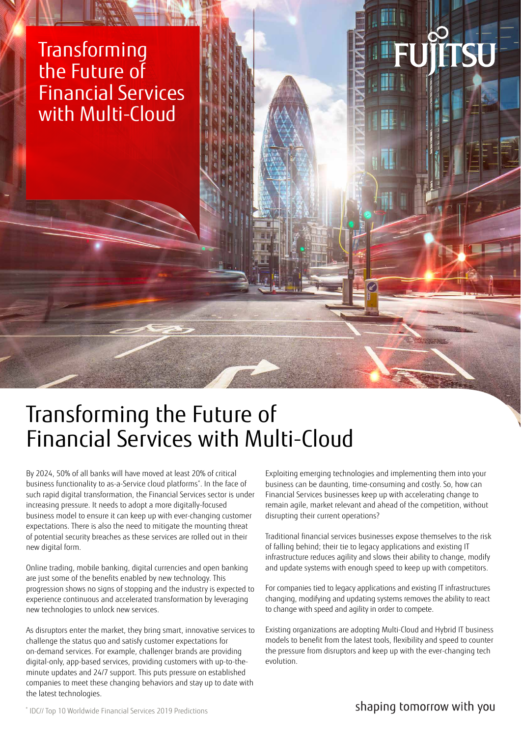# Transforming the Future of Financial Services with Multi-Cloud

By 2024, 50% of all banks will have moved at least 20% of critical business functionality to as-a-Service cloud platforms*. In the face of such rapid digital transformation, the Financial Services sector is under increasing pressure. It needs to adopt a more digitally-focused business model to ensure it can keep up with ever-changing customer expectations. There is also the need to mitigate the mounting threat of potential security breaches as these services are rolled out in their new digital form.

Online trading, mobile banking, digital currencies and open banking are just some of the benefits enabled by new technology. This progression shows no signs of stopping and the industry is expected to experience continuous and accelerated transformation by leveraging new technologies to unlock new services.

As disruptors enter the market, they bring smart, innovative services to challenge the status quo and satisfy customer expectations for on-demand services. For example, challenger brands are providing digital-only, app-based services, providing customers with up-to-the-minute updates and 24/7 support. This puts pressure on established companies to meet these changing behaviors and stay up to date with the latest technologies.

Exploiting emerging technologies and implementing them into your business can be daunting, time-consuming and costly. So, how can Financial Services businesses keep up with accelerating change to remain agile, market relevant and ahead of the competition, without disrupting their current operations?

Traditional financial services businesses expose themselves to the risk of falling behind; their tie to legacy applications and existing IT infrastructure reduces agility and slows their ability to change, modify and update systems with enough speed to keep up with competitors.

For companies tied to legacy applications and existing IT infrastructures changing, modifying and updating systems removes the ability to react to change with speed and agility in order to compete.

Existing organizations are adopting Multi-Cloud and Hybrid IT business models to benefit from the latest tools, flexibility and speed to counter the pressure from disruptors and keep up with the ever-changing tech evolution.

* IDC// Top 10 Worldwide Financial Services 2019 Predictions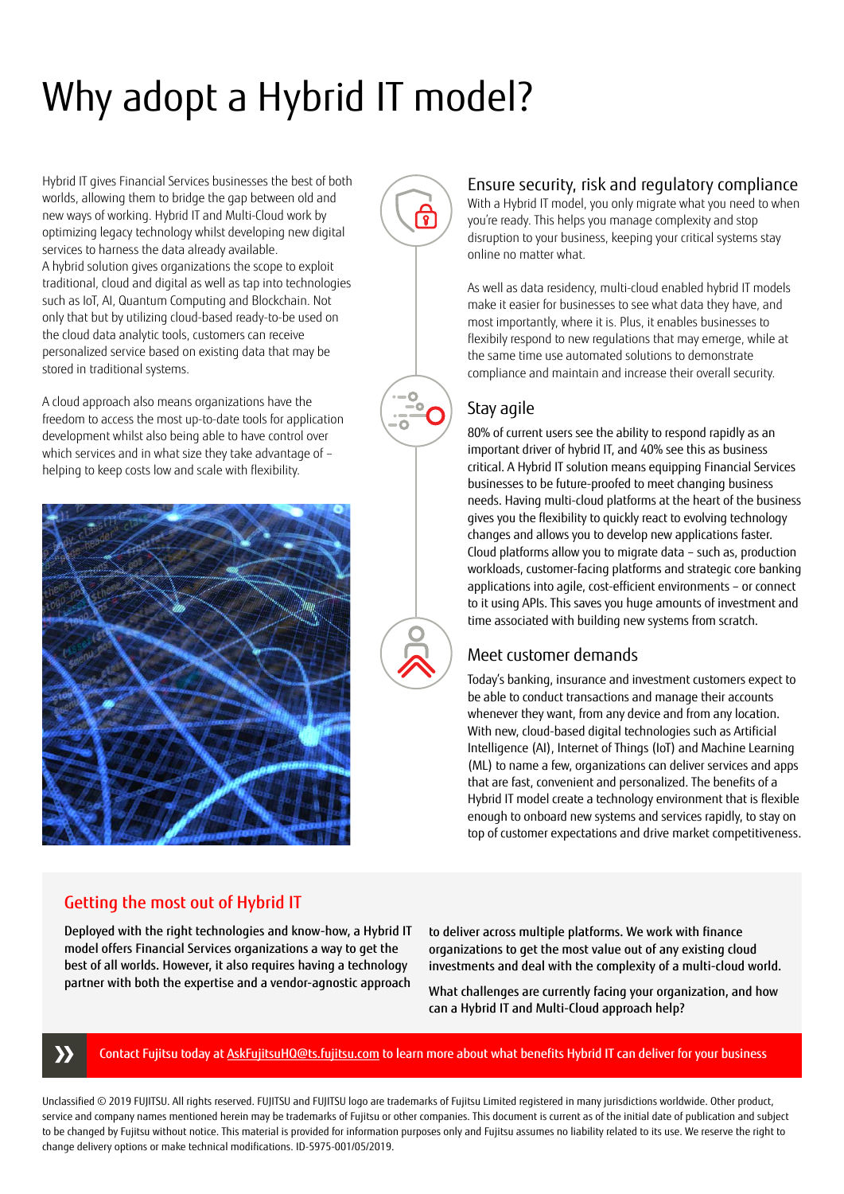# Why adopt a Hybrid IT model?

Hybrid IT gives Financial Services businesses the best of both worlds, allowing them to bridge the gap between old and new ways of working. Hybrid IT and Multi-Cloud work by optimizing legacy technology whilst developing new digital services to harness the data already available.
A hybrid solution gives organizations the scope to exploit traditional, cloud and digital as well as tap into technologies such as IoT, AI, Quantum Computing and Blockchain. Not only that but by utilizing cloud-based ready-to-be used on the cloud data analytic tools, customers can receive personalized service based on existing data that may be stored in traditional systems.

A cloud approach also means organizations have the freedom to access the most up-to-date tools for application development whilst also being able to have control over which services and in what size they take advantage of – helping to keep costs low and scale with flexibility.

## Ensure security, risk and regulatory compliance

With a Hybrid IT model, you only migrate what you need to when you're ready. This helps you manage complexity and stop disruption to your business, keeping your critical systems stay online no matter what.

As well as data residency, multi-cloud enabled hybrid IT models make it easier for businesses to see what data they have, and most importantly, where it is. Plus, it enables businesses to flexibly respond to new regulations that may emerge, while at the same time use automated solutions to demonstrate compliance and maintain and increase their overall security.

## Stay agile

80% of current users see the ability to respond rapidly as an important driver of hybrid IT, and 40% see this as business critical. A Hybrid IT solution means equipping Financial Services businesses to be future-proofed to meet changing business needs. Having multi-cloud platforms at the heart of the business gives you the flexibility to quickly react to evolving technology changes and allows you to develop new applications faster. Cloud platforms allow you to migrate data – such as, production workloads, customer-facing platforms and strategic core banking applications into agile, cost-efficient environments – or connect to it using APIs. This saves you huge amounts of investment and time associated with building new systems from scratch.

## Meet customer demands

Today's banking, insurance and investment customers expect to be able to conduct transactions and manage their accounts whenever they want, from any device and from any location. With new, cloud-based digital technologies such as Artificial Intelligence (AI), Internet of Things (IoT) and Machine Learning (ML) to name a few, organizations can deliver services and apps that are fast, convenient and personalized. The benefits of a Hybrid IT model create a technology environment that is flexible enough to onboard new systems and services rapidly, to stay on top of customer expectations and drive market competitiveness.

## Getting the most out of Hybrid IT

**Deployed with the right technologies and know-how, a Hybrid IT model offers Financial Services organizations a way to get the best of all worlds. However, it also requires having a technology partner with both the expertise and a vendor-agnostic approach to deliver across multiple platforms. We work with finance organizations to get the most value out of any existing cloud investments and deal with the complexity of a multi-cloud world.**

**What challenges are currently facing your organization, and how can a Hybrid IT and Multi-Cloud approach help?**

Contact Fujitsu today at AskFujitsuHQ@ts.fujitsu.com to learn more about what benefits Hybrid IT can deliver for your business

Unclassified © 2019 FUJITSU. All rights reserved. FUJITSU and FUJITSU logo are trademarks of Fujitsu Limited registered in many jurisdictions worldwide. Other product, service and company names mentioned herein may be trademarks of Fujitsu or other companies. This document is current as of the initial date of publication and subject to be changed by Fujitsu without notice. This material is provided for information purposes only and Fujitsu assumes no liability related to its use. We reserve the right to change delivery options or make technical modifications. ID-5975-001/05/2019.